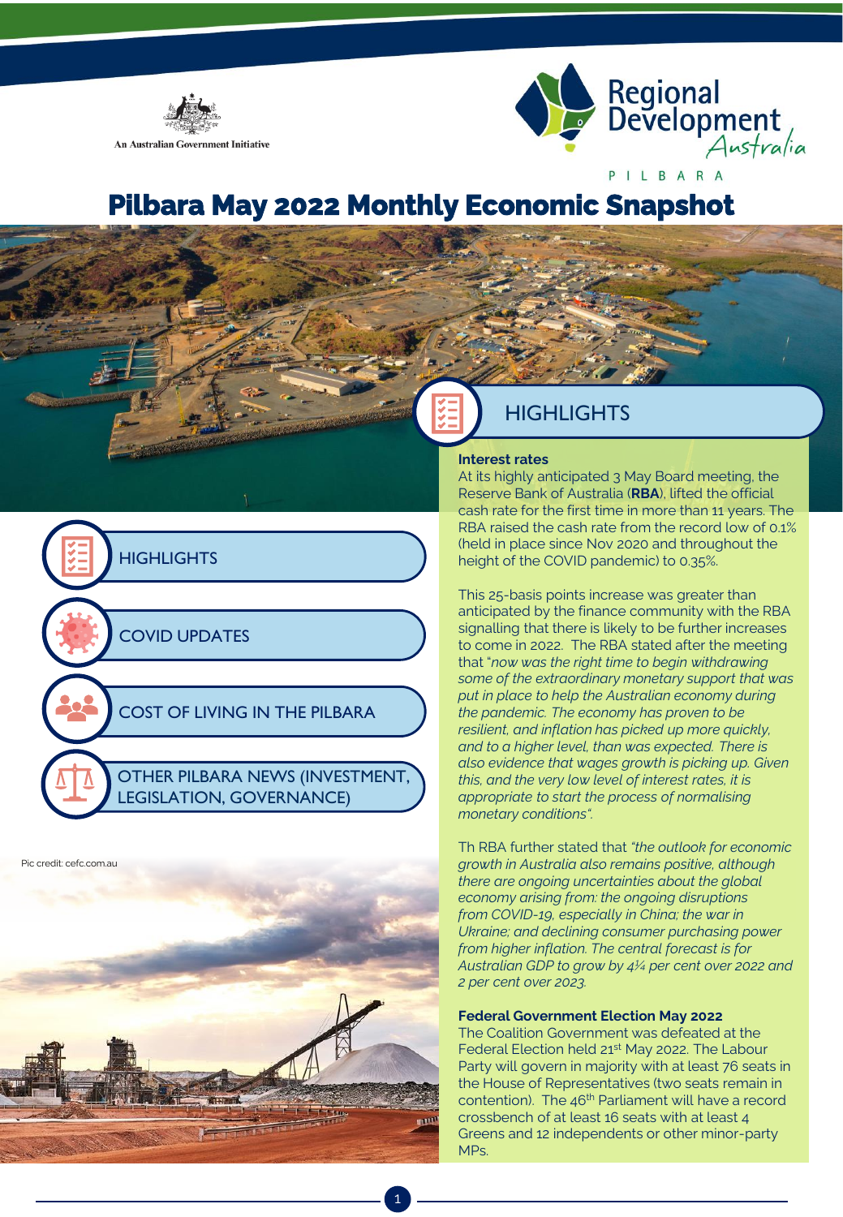An Australian Government Initiative

Regional Development Australia

PILBARA

# Pilbara May 2022 Monthly Economic Snapshot

- HIGHLIGHTS
- COVID UPDATES
- COST OF LIVING IN THE PILBARA
- OTHER PILBARA NEWS (INVESTMENT, LEGISLATION, GOVERNANCE)

Pic credit: cefc.com.au

## HIGHLIGHTS

### Interest rates

At its highly anticipated 3 May Board meeting, the Reserve Bank of Australia (**RBA**), lifted the official cash rate for the first time in more than 11 years. The RBA raised the cash rate from the record low of 0.1% (held in place since Nov 2020 and throughout the height of the COVID pandemic) to 0.35%.

This 25-basis points increase was greater than anticipated by the finance community with the RBA signalling that there is likely to be further increases to come in 2022. The RBA stated after the meeting that "*now was the right time to begin withdrawing some of the extraordinary monetary support that was put in place to help the Australian economy during the pandemic. The economy has proven to be resilient, and inflation has picked up more quickly, and to a higher level, than was expected. There is also evidence that wages growth is picking up. Given this, and the very low level of interest rates, it is appropriate to start the process of normalising monetary conditions*".

Th RBA further stated that *"the outlook for economic growth in Australia also remains positive, although there are ongoing uncertainties about the global economy arising from: the ongoing disruptions from COVID-19, especially in China; the war in Ukraine; and declining consumer purchasing power from higher inflation. The central forecast is for Australian GDP to grow by 4¼ per cent over 2022 and 2 per cent over 2023.*

### Federal Government Election May 2022

The Coalition Government was defeated at the Federal Election held 21st May 2022. The Labour Party will govern in majority with at least 76 seats in the House of Representatives (two seats remain in contention). The 46th Parliament will have a record crossbench of at least 16 seats with at least 4 Greens and 12 independents or other minor-party MPs.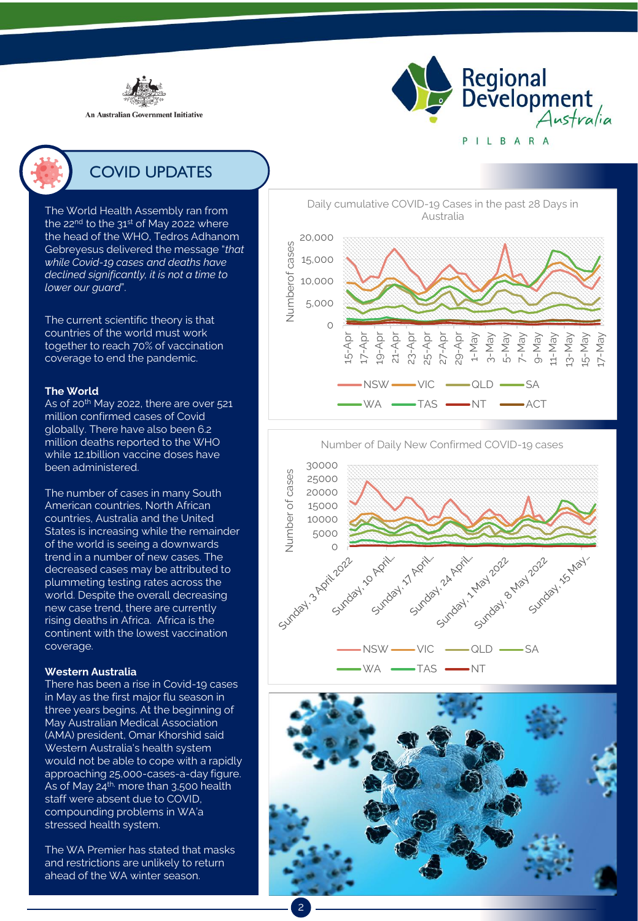## COVID UPDATES

The World Health Assembly ran from the 22nd to the 31st of May 2022 where the head of the WHO, Tedros Adhanom Gebreyesus delivered the message "*that while Covid-19 cases and deaths have declined significantly, it is not a time to lower our guard*".

The current scientific theory is that countries of the world must work together to reach 70% of vaccination coverage to end the pandemic.

**The World**

As of 20th May 2022, there are over 521 million confirmed cases of Covid globally. There have also been 6.2 million deaths reported to the WHO while 12.1billion vaccine doses have been administered.

The number of cases in many South American countries, North African countries, Australia and the United States is increasing while the remainder of the world is seeing a downwards trend in a number of new cases. The decreased cases may be attributed to plummeting testing rates across the world. Despite the overall decreasing new case trend, there are currently rising deaths in Africa. Africa is the continent with the lowest vaccination coverage.

**Western Australia**

There has been a rise in Covid-19 cases in May as the first major flu season in three years begins. At the beginning of May Australian Medical Association (AMA) president, Omar Khorshid said Western Australia's health system would not be able to cope with a rapidly approaching 25,000-cases-a-day figure. As of May 24th, more than 3,500 health staff were absent due to COVID, compounding problems in WA'a stressed health system.

The WA Premier has stated that masks and restrictions are unlikely to return ahead of the WA winter season.

Daily cumulative COVID-19 Cases in the past 28 Days in Australia

Number of Daily New Confirmed COVID-19 cases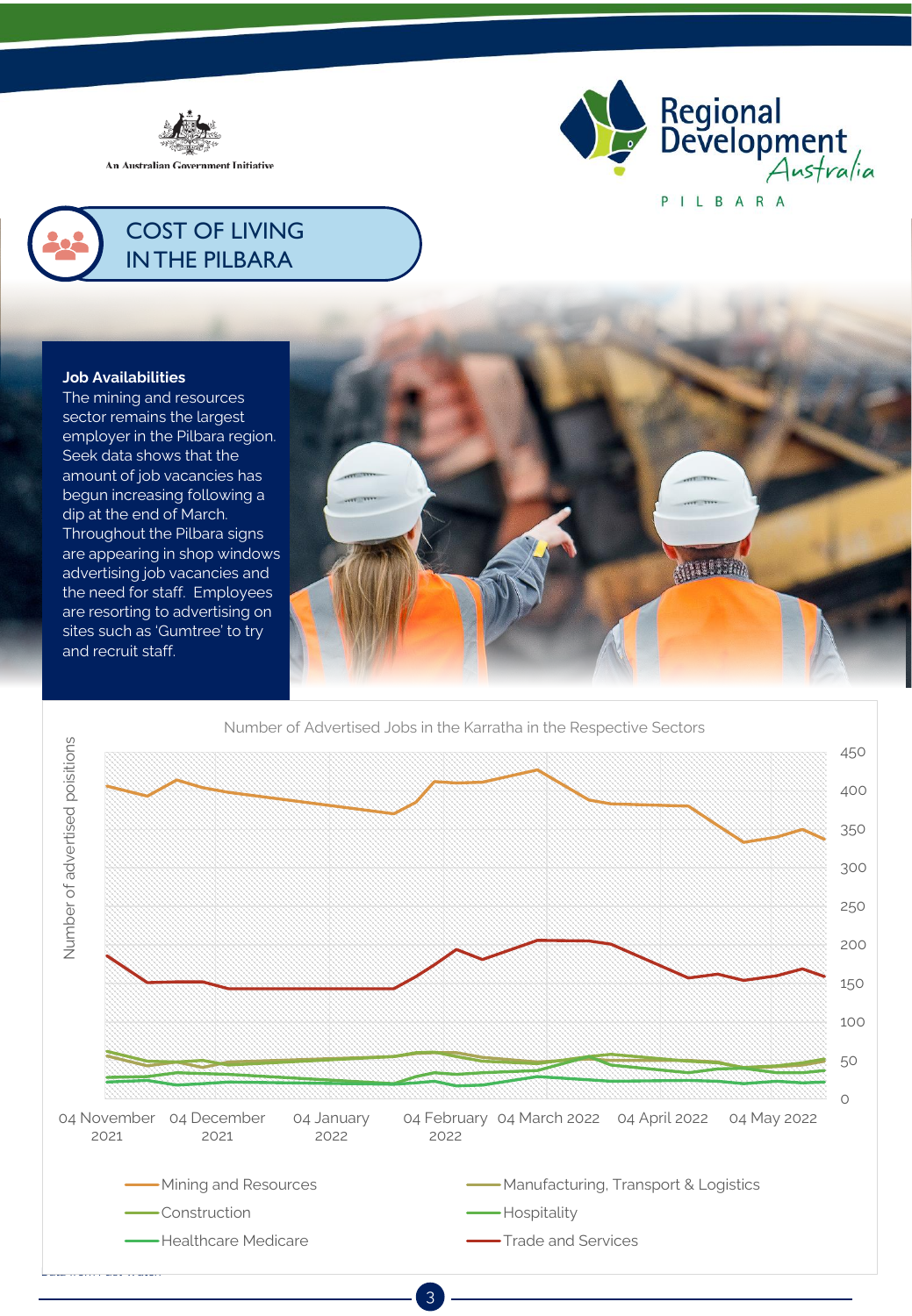An Australian Government Initiative

Regional Development Australia

PILBARA

# COST OF LIVING IN THE PILBARA

**Job Availabilities**

The mining and resources sector remains the largest employer in the Pilbara region. Seek data shows that the amount of job vacancies has begun increasing following a dip at the end of March. Throughout the Pilbara signs are appearing in shop windows advertising job vacancies and the need for staff. Employees are resorting to advertising on sites such as 'Gumtree' to try and recruit staff.

Number of Advertised Jobs in the Karratha in the Respective Sectors

Number of advertised poisitions

04 November 2021 · 04 December 2021 · 04 January 2022 · 04 February 2022 · 04 March 2022 · 04 April 2022 · 04 May 2022

0 · 50 · 100 · 150 · 200 · 250 · 300 · 350 · 400 · 450

- Mining and Resources
- Manufacturing, Transport & Logistics
- Construction
- Hospitality
- Healthcare Medicare
- Trade and Services

Data from Pact Watch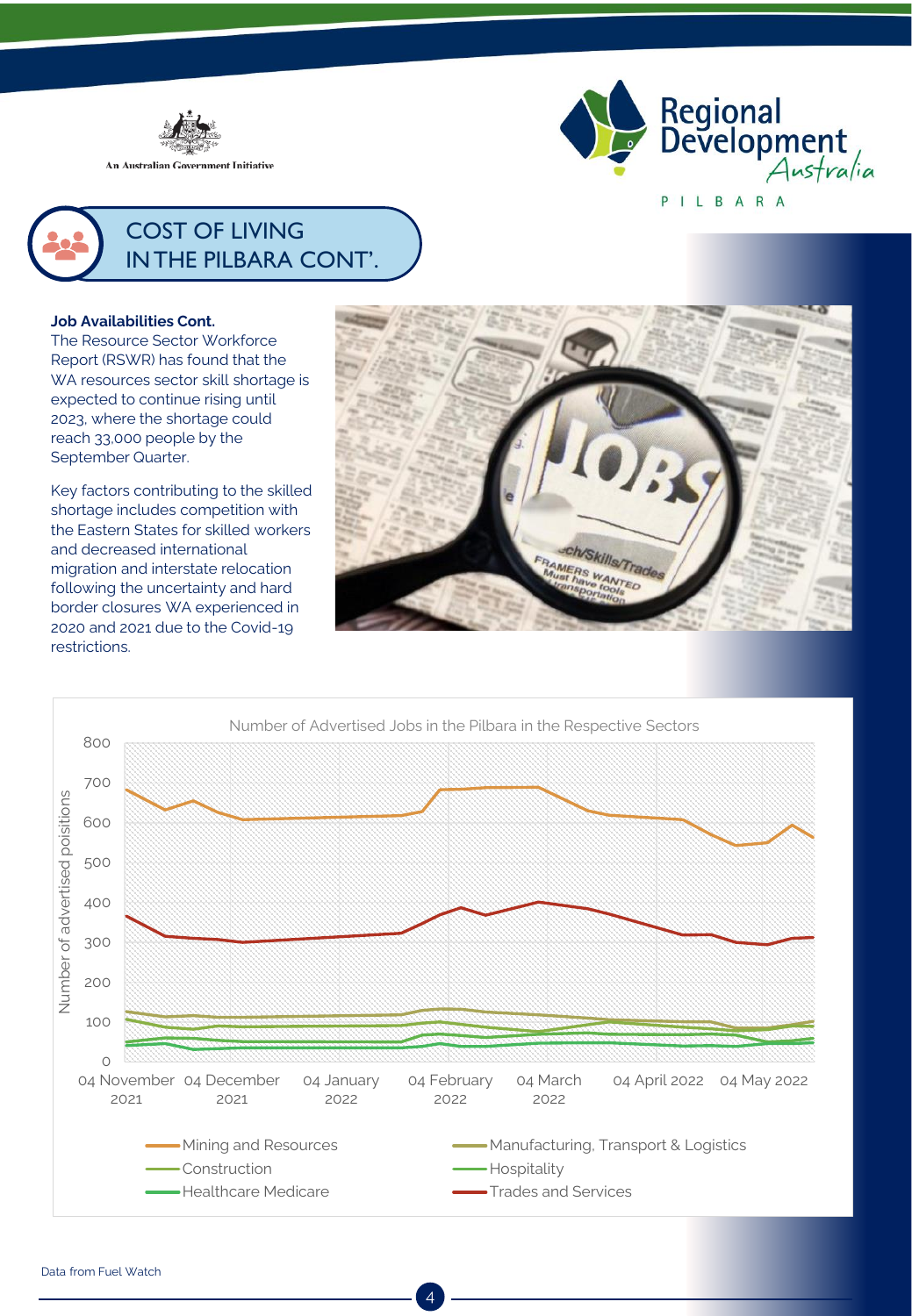## COST OF LIVING IN THE PILBARA CONT'.

**Job Availabilities Cont.**

The Resource Sector Workforce Report (RSWR) has found that the WA resources sector skill shortage is expected to continue rising until 2023, where the shortage could reach 33,000 people by the September Quarter.

Key factors contributing to the skilled shortage includes competition with the Eastern States for skilled workers and decreased international migration and interstate relocation following the uncertainty and hard border closures WA experienced in 2020 and 2021 due to the Covid-19 restrictions.

Number of Advertised Jobs in the Pilbara in the Respective Sectors

Legend: Mining and Resources; Manufacturing, Transport & Logistics; Construction; Hospitality; Healthcare Medicare; Trades and Services

Data from Fuel Watch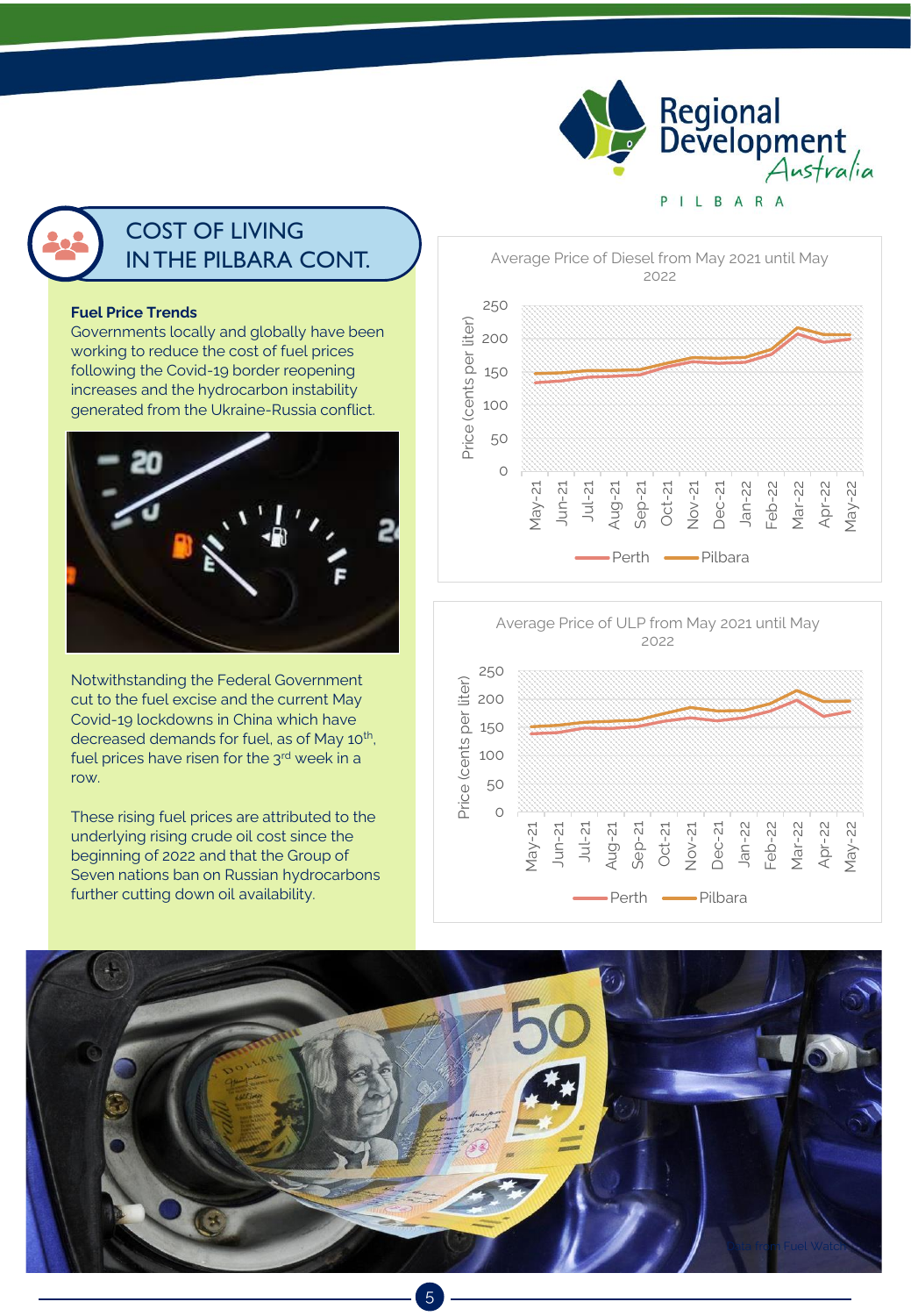## COST OF LIVING IN THE PILBARA CONT.

**Fuel Price Trends**

Governments locally and globally have been working to reduce the cost of fuel prices following the Covid-19 border reopening increases and the hydrocarbon instability generated from the Ukraine-Russia conflict.

Notwithstanding the Federal Government cut to the fuel excise and the current May Covid-19 lockdowns in China which have decreased demands for fuel, as of May 10th, fuel prices have risen for the 3rd week in a row.

These rising fuel prices are attributed to the underlying rising crude oil cost since the beginning of 2022 and that the Group of Seven nations ban on Russian hydrocarbons further cutting down oil availability.

**Average Price of Diesel from May 2021 until May 2022**

Price (cents per liter), 0–250; months May-21 to May-22; series: Perth, Pilbara

**Average Price of ULP from May 2021 until May 2022**

Price (cents per liter), 0–250; months May-21 to May-22; series: Perth, Pilbara

Data from Fuel Watch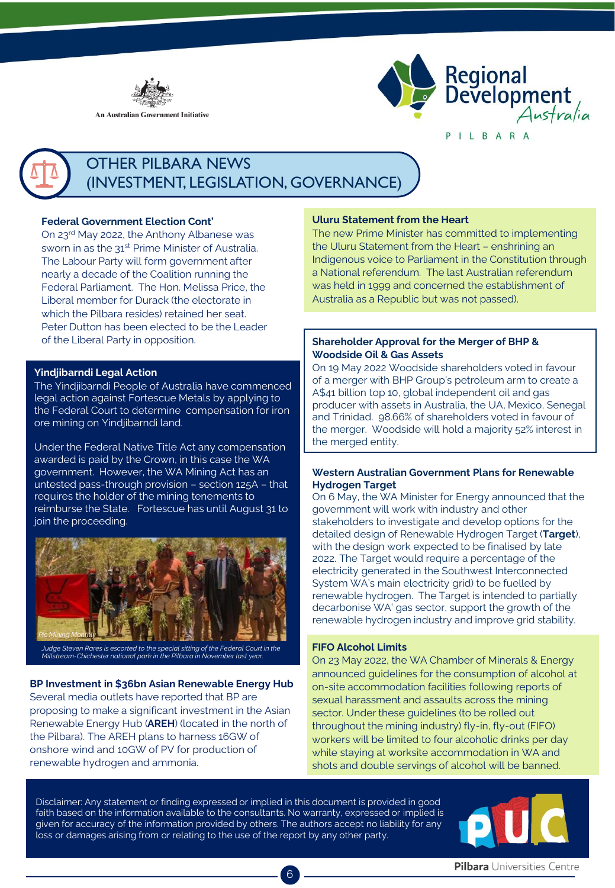An Australian Government Initiative

Regional Development Australia

PILBARA

# OTHER PILBARA NEWS (INVESTMENT, LEGISLATION, GOVERNANCE)

### Federal Government Election Cont'

On 23rd May 2022, the Anthony Albanese was sworn in as the 31st Prime Minister of Australia. The Labour Party will form government after nearly a decade of the Coalition running the Federal Parliament. The Hon. Melissa Price, the Liberal member for Durack (the electorate in which the Pilbara resides) retained her seat. Peter Dutton has been elected to be the Leader of the Liberal Party in opposition.

### Yindjibarndi Legal Action

The Yindjibarndi People of Australia have commenced legal action against Fortescue Metals by applying to the Federal Court to determine compensation for iron ore mining on Yindjibarndi land.

Under the Federal Native Title Act any compensation awarded is paid by the Crown, in this case the WA government. However, the WA Mining Act has an untested pass-through provision – section 125A – that requires the holder of the mining tenements to reimburse the State. Fortescue has until August 31 to join the proceeding.

*Pic Mining Monthly*

*Judge Steven Rares is escorted to the special sitting of the Federal Court in the Millstream-Chichester national park in the Pilbara in November last year.*

### BP Investment in $36bn Asian Renewable Energy Hub

Several media outlets have reported that BP are proposing to make a significant investment in the Asian Renewable Energy Hub (**AREH**) (located in the north of the Pilbara). The AREH plans to harness 16GW of onshore wind and 10GW of PV for production of renewable hydrogen and ammonia.

### Uluru Statement from the Heart

The new Prime Minister has committed to implementing the Uluru Statement from the Heart – enshrining an Indigenous voice to Parliament in the Constitution through a National referendum. The last Australian referendum was held in 1999 and concerned the establishment of Australia as a Republic but was not passed).

### Shareholder Approval for the Merger of BHP & Woodside Oil & Gas Assets

On 19 May 2022 Woodside shareholders voted in favour of a merger with BHP Group's petroleum arm to create a A$41 billion top 10, global independent oil and gas producer with assets in Australia, the UA, Mexico, Senegal and Trinidad. 98.66% of shareholders voted in favour of the merger. Woodside will hold a majority 52% interest in the merged entity.

### Western Australian Government Plans for Renewable Hydrogen Target

On 6 May, the WA Minister for Energy announced that the government will work with industry and other stakeholders to investigate and develop options for the detailed design of Renewable Hydrogen Target (**Target**), with the design work expected to be finalised by late 2022. The Target would require a percentage of the electricity generated in the Southwest Interconnected System WA's main electricity grid) to be fuelled by renewable hydrogen. The Target is intended to partially decarbonise WA' gas sector, support the growth of the renewable hydrogen industry and improve grid stability.

### FIFO Alcohol Limits

On 23 May 2022, the WA Chamber of Minerals & Energy announced guidelines for the consumption of alcohol at on-site accommodation facilities following reports of sexual harassment and assaults across the mining sector. Under these guidelines (to be rolled out throughout the mining industry) fly-in, fly-out (FIFO) workers will be limited to four alcoholic drinks per day while staying at worksite accommodation in WA and shots and double servings of alcohol will be banned.

Disclaimer: Any statement or finding expressed or implied in this document is provided in good faith based on the information available to the consultants. No warranty, expressed or implied is given for accuracy of the information provided by others. The authors accept no liability for any loss or damages arising from or relating to the use of the report by any other party.

Pilbara Universities Centre